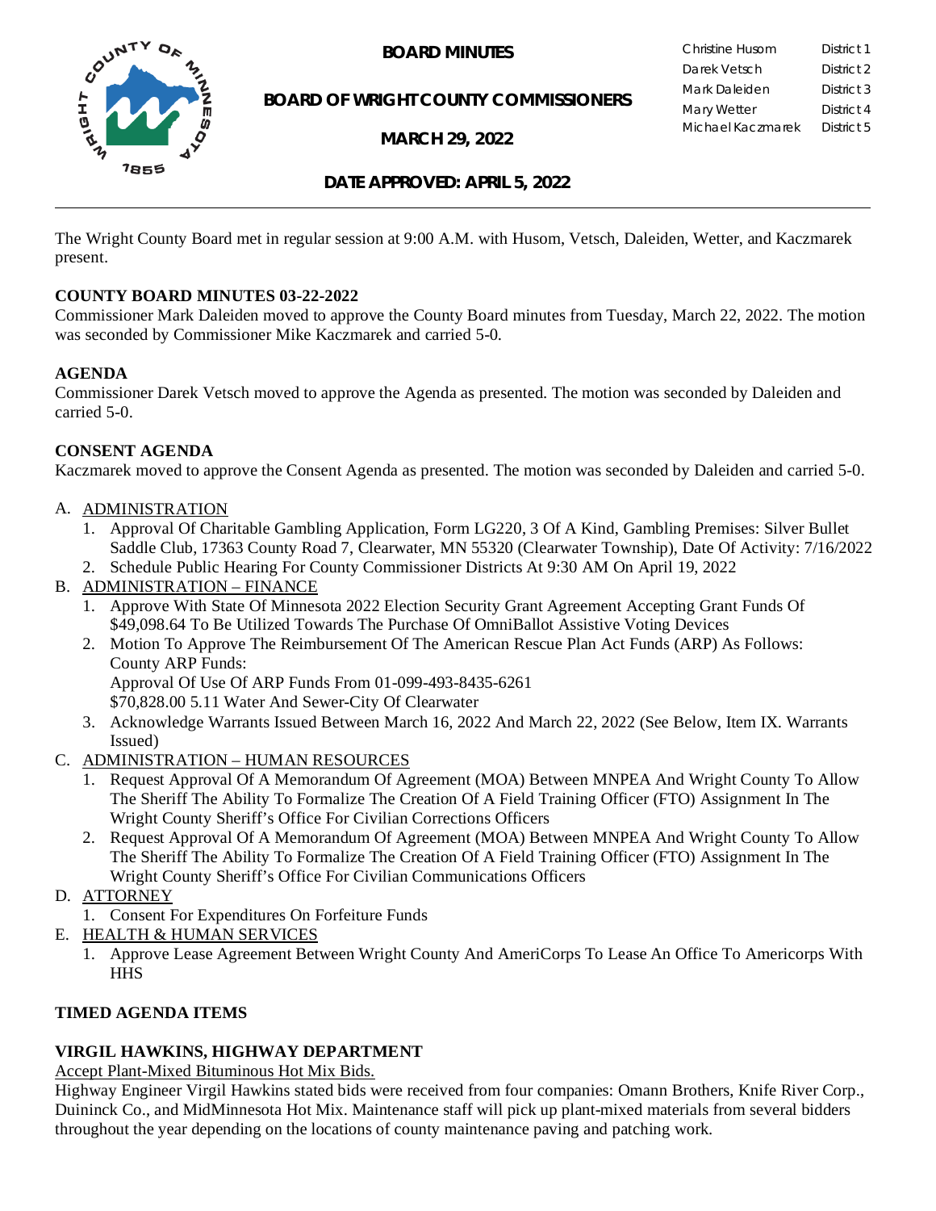# BOARD MINUTES

## BOARD OF WRIGHT COUNTY COMMISSIONERS

## MARCH 29, 2022

| | |
|---|---|
| Christine Husom | District 1 |
| Darek Vetsch | District 2 |
| Mark Daleiden | District 3 |
| Mary Wetter | District 4 |
| Michael Kaczmarek | District 5 |

## DATE APPROVED: APRIL 5, 2022

The Wright County Board met in regular session at 9:00 A.M. with Husom, Vetsch, Daleiden, Wetter, and Kaczmarek present.

**COUNTY BOARD MINUTES 03-22-2022**
Commissioner Mark Daleiden moved to approve the County Board minutes from Tuesday, March 22, 2022. The motion was seconded by Commissioner Mike Kaczmarek and carried 5-0.

**AGENDA**
Commissioner Darek Vetsch moved to approve the Agenda as presented. The motion was seconded by Daleiden and carried 5-0.

**CONSENT AGENDA**
Kaczmarek moved to approve the Consent Agenda as presented. The motion was seconded by Daleiden and carried 5-0.

A. ADMINISTRATION
   1. Approval Of Charitable Gambling Application, Form LG220, 3 Of A Kind, Gambling Premises: Silver Bullet Saddle Club, 17363 County Road 7, Clearwater, MN 55320 (Clearwater Township), Date Of Activity: 7/16/2022
   2. Schedule Public Hearing For County Commissioner Districts At 9:30 AM On April 19, 2022

B. ADMINISTRATION – FINANCE
   1. Approve With State Of Minnesota 2022 Election Security Grant Agreement Accepting Grant Funds Of $49,098.64 To Be Utilized Towards The Purchase Of OmniBallot Assistive Voting Devices
   2. Motion To Approve The Reimbursement Of The American Rescue Plan Act Funds (ARP) As Follows:
      County ARP Funds:
      Approval Of Use Of ARP Funds From 01-099-493-8435-6261
      $70,828.00 5.11 Water And Sewer-City Of Clearwater
   3. Acknowledge Warrants Issued Between March 16, 2022 And March 22, 2022 (See Below, Item IX. Warrants Issued)

C. ADMINISTRATION – HUMAN RESOURCES
   1. Request Approval Of A Memorandum Of Agreement (MOA) Between MNPEA And Wright County To Allow The Sheriff The Ability To Formalize The Creation Of A Field Training Officer (FTO) Assignment In The Wright County Sheriff's Office For Civilian Corrections Officers
   2. Request Approval Of A Memorandum Of Agreement (MOA) Between MNPEA And Wright County To Allow The Sheriff The Ability To Formalize The Creation Of A Field Training Officer (FTO) Assignment In The Wright County Sheriff's Office For Civilian Communications Officers

D. ATTORNEY
   1. Consent For Expenditures On Forfeiture Funds

E. HEALTH & HUMAN SERVICES
   1. Approve Lease Agreement Between Wright County And AmeriCorps To Lease An Office To Americorps With HHS

**TIMED AGENDA ITEMS**

**VIRGIL HAWKINS, HIGHWAY DEPARTMENT**
Accept Plant-Mixed Bituminous Hot Mix Bids.
Highway Engineer Virgil Hawkins stated bids were received from four companies: Omann Brothers, Knife River Corp., Duininck Co., and MidMinnesota Hot Mix. Maintenance staff will pick up plant-mixed materials from several bidders throughout the year depending on the locations of county maintenance paving and patching work.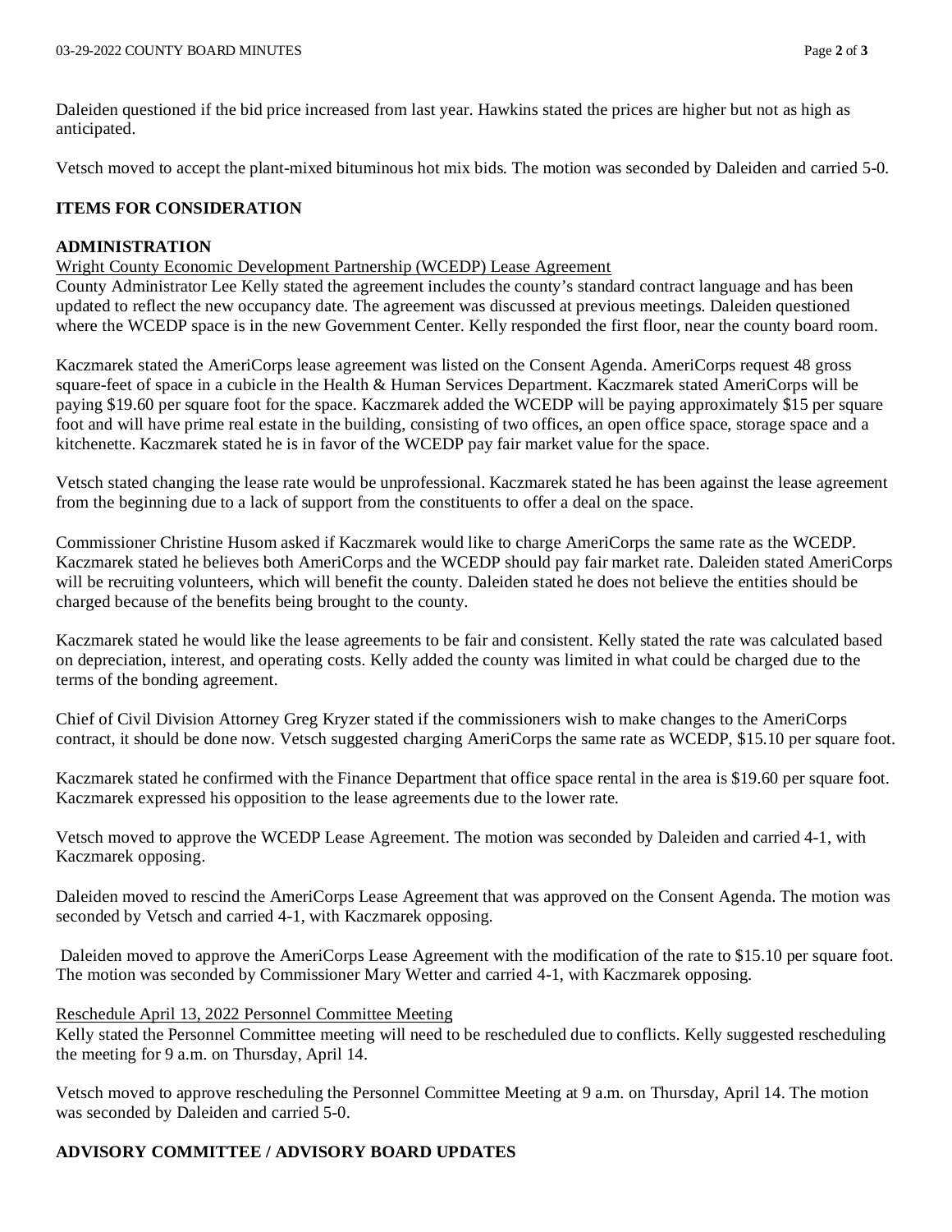Daleiden questioned if the bid price increased from last year. Hawkins stated the prices are higher but not as high as anticipated.

Vetsch moved to accept the plant-mixed bituminous hot mix bids. The motion was seconded by Daleiden and carried 5-0.

## ITEMS FOR CONSIDERATION

### ADMINISTRATION

Wright County Economic Development Partnership (WCEDP) Lease Agreement

County Administrator Lee Kelly stated the agreement includes the county's standard contract language and has been updated to reflect the new occupancy date. The agreement was discussed at previous meetings. Daleiden questioned where the WCEDP space is in the new Government Center. Kelly responded the first floor, near the county board room.

Kaczmarek stated the AmeriCorps lease agreement was listed on the Consent Agenda. AmeriCorps request 48 gross square-feet of space in a cubicle in the Health & Human Services Department. Kaczmarek stated AmeriCorps will be paying $19.60 per square foot for the space. Kaczmarek added the WCEDP will be paying approximately $15 per square foot and will have prime real estate in the building, consisting of two offices, an open office space, storage space and a kitchenette. Kaczmarek stated he is in favor of the WCEDP pay fair market value for the space.

Vetsch stated changing the lease rate would be unprofessional. Kaczmarek stated he has been against the lease agreement from the beginning due to a lack of support from the constituents to offer a deal on the space.

Commissioner Christine Husom asked if Kaczmarek would like to charge AmeriCorps the same rate as the WCEDP. Kaczmarek stated he believes both AmeriCorps and the WCEDP should pay fair market rate. Daleiden stated AmeriCorps will be recruiting volunteers, which will benefit the county. Daleiden stated he does not believe the entities should be charged because of the benefits being brought to the county.

Kaczmarek stated he would like the lease agreements to be fair and consistent. Kelly stated the rate was calculated based on depreciation, interest, and operating costs. Kelly added the county was limited in what could be charged due to the terms of the bonding agreement.

Chief of Civil Division Attorney Greg Kryzer stated if the commissioners wish to make changes to the AmeriCorps contract, it should be done now. Vetsch suggested charging AmeriCorps the same rate as WCEDP, $15.10 per square foot.

Kaczmarek stated he confirmed with the Finance Department that office space rental in the area is $19.60 per square foot. Kaczmarek expressed his opposition to the lease agreements due to the lower rate.

Vetsch moved to approve the WCEDP Lease Agreement. The motion was seconded by Daleiden and carried 4-1, with Kaczmarek opposing.

Daleiden moved to rescind the AmeriCorps Lease Agreement that was approved on the Consent Agenda. The motion was seconded by Vetsch and carried 4-1, with Kaczmarek opposing.

Daleiden moved to approve the AmeriCorps Lease Agreement with the modification of the rate to $15.10 per square foot. The motion was seconded by Commissioner Mary Wetter and carried 4-1, with Kaczmarek opposing.

Reschedule April 13, 2022 Personnel Committee Meeting

Kelly stated the Personnel Committee meeting will need to be rescheduled due to conflicts. Kelly suggested rescheduling the meeting for 9 a.m. on Thursday, April 14.

Vetsch moved to approve rescheduling the Personnel Committee Meeting at 9 a.m. on Thursday, April 14. The motion was seconded by Daleiden and carried 5-0.

## ADVISORY COMMITTEE / ADVISORY BOARD UPDATES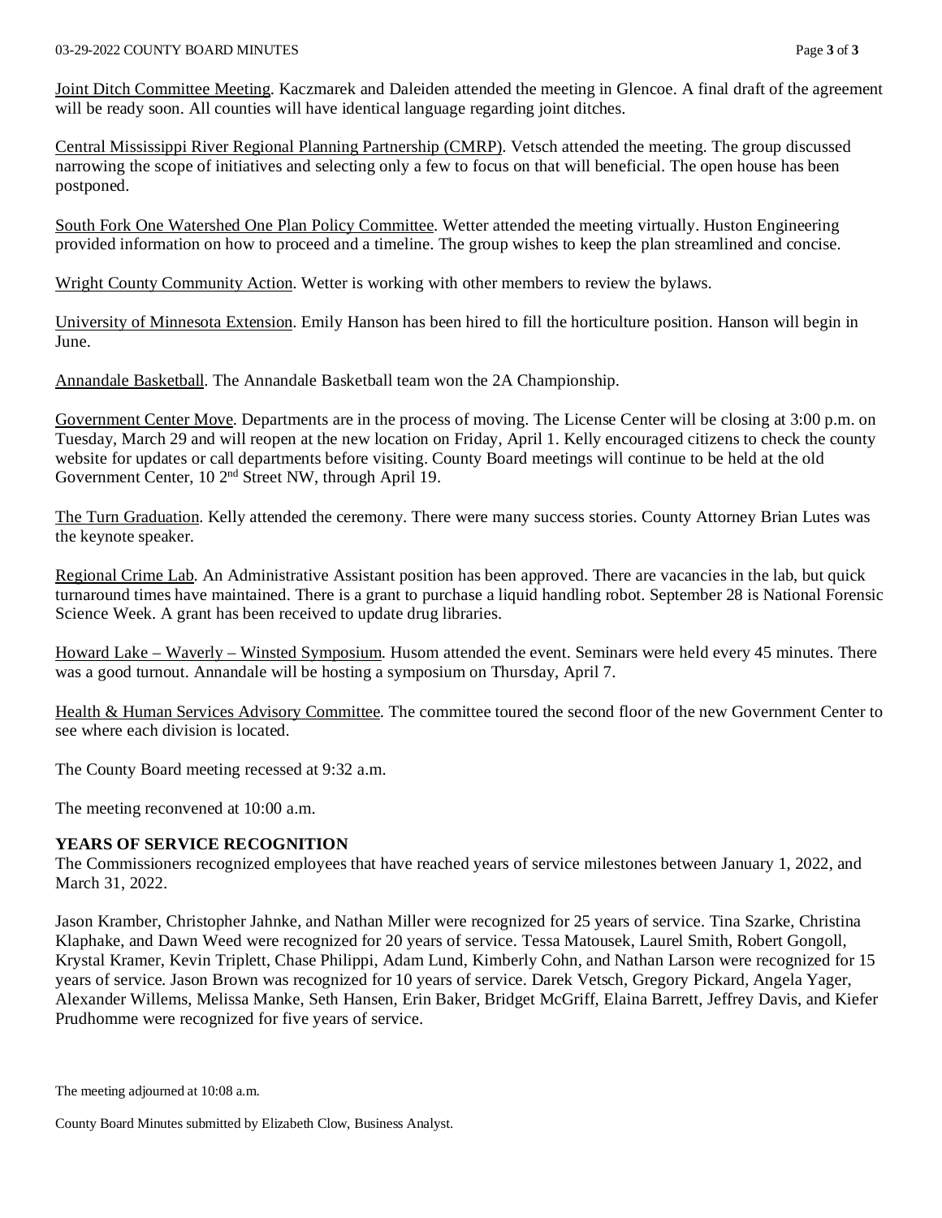Joint Ditch Committee Meeting. Kaczmarek and Daleiden attended the meeting in Glencoe. A final draft of the agreement will be ready soon. All counties will have identical language regarding joint ditches.

Central Mississippi River Regional Planning Partnership (CMRP). Vetsch attended the meeting. The group discussed narrowing the scope of initiatives and selecting only a few to focus on that will beneficial. The open house has been postponed.

South Fork One Watershed One Plan Policy Committee. Wetter attended the meeting virtually. Huston Engineering provided information on how to proceed and a timeline. The group wishes to keep the plan streamlined and concise.

Wright County Community Action. Wetter is working with other members to review the bylaws.

University of Minnesota Extension. Emily Hanson has been hired to fill the horticulture position. Hanson will begin in June.

Annandale Basketball. The Annandale Basketball team won the 2A Championship.

Government Center Move. Departments are in the process of moving. The License Center will be closing at 3:00 p.m. on Tuesday, March 29 and will reopen at the new location on Friday, April 1. Kelly encouraged citizens to check the county website for updates or call departments before visiting. County Board meetings will continue to be held at the old Government Center, 10 2nd Street NW, through April 19.

The Turn Graduation. Kelly attended the ceremony. There were many success stories. County Attorney Brian Lutes was the keynote speaker.

Regional Crime Lab. An Administrative Assistant position has been approved. There are vacancies in the lab, but quick turnaround times have maintained. There is a grant to purchase a liquid handling robot. September 28 is National Forensic Science Week. A grant has been received to update drug libraries.

Howard Lake – Waverly – Winsted Symposium. Husom attended the event. Seminars were held every 45 minutes. There was a good turnout. Annandale will be hosting a symposium on Thursday, April 7.

Health & Human Services Advisory Committee. The committee toured the second floor of the new Government Center to see where each division is located.

The County Board meeting recessed at 9:32 a.m.

The meeting reconvened at 10:00 a.m.

**YEARS OF SERVICE RECOGNITION**

The Commissioners recognized employees that have reached years of service milestones between January 1, 2022, and March 31, 2022.

Jason Kramber, Christopher Jahnke, and Nathan Miller were recognized for 25 years of service. Tina Szarke, Christina Klaphake, and Dawn Weed were recognized for 20 years of service. Tessa Matousek, Laurel Smith, Robert Gongoll, Krystal Kramer, Kevin Triplett, Chase Philippi, Adam Lund, Kimberly Cohn, and Nathan Larson were recognized for 15 years of service. Jason Brown was recognized for 10 years of service. Darek Vetsch, Gregory Pickard, Angela Yager, Alexander Willems, Melissa Manke, Seth Hansen, Erin Baker, Bridget McGriff, Elaina Barrett, Jeffrey Davis, and Kiefer Prudhomme were recognized for five years of service.

The meeting adjourned at 10:08 a.m.

County Board Minutes submitted by Elizabeth Clow, Business Analyst.